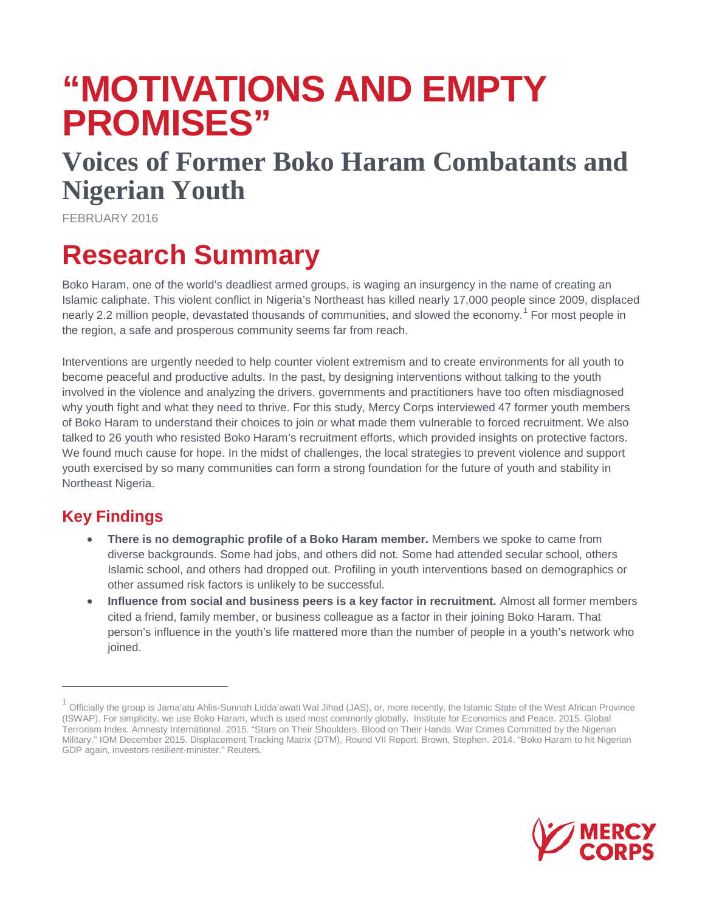# "MOTIVATIONS AND EMPTY PROMISES"

## Voices of Former Boko Haram Combatants and Nigerian Youth

FEBRUARY 2016

# Research Summary

Boko Haram, one of the world's deadliest armed groups, is waging an insurgency in the name of creating an Islamic caliphate. This violent conflict in Nigeria's Northeast has killed nearly 17,000 people since 2009, displaced nearly 2.2 million people, devastated thousands of communities, and slowed the economy.[1] For most people in the region, a safe and prosperous community seems far from reach.

Interventions are urgently needed to help counter violent extremism and to create environments for all youth to become peaceful and productive adults. In the past, by designing interventions without talking to the youth involved in the violence and analyzing the drivers, governments and practitioners have too often misdiagnosed why youth fight and what they need to thrive. For this study, Mercy Corps interviewed 47 former youth members of Boko Haram to understand their choices to join or what made them vulnerable to forced recruitment. We also talked to 26 youth who resisted Boko Haram's recruitment efforts, which provided insights on protective factors. We found much cause for hope. In the midst of challenges, the local strategies to prevent violence and support youth exercised by so many communities can form a strong foundation for the future of youth and stability in Northeast Nigeria.

## Key Findings

- **There is no demographic profile of a Boko Haram member.** Members we spoke to came from diverse backgrounds. Some had jobs, and others did not. Some had attended secular school, others Islamic school, and others had dropped out. Profiling in youth interventions based on demographics or other assumed risk factors is unlikely to be successful.
- **Influence from social and business peers is a key factor in recruitment.** Almost all former members cited a friend, family member, or business colleague as a factor in their joining Boko Haram. That person's influence in the youth's life mattered more than the number of people in a youth's network who joined.

---

[1] Officially the group is Jama'atu Ahlis-Sunnah Lidda'awati Wal Jihad (JAS), or, more recently, the Islamic State of the West African Province (ISWAP). For simplicity, we use Boko Haram, which is used most commonly globally. Institute for Economics and Peace. 2015. Global Terrorism Index. Amnesty International. 2015. "Stars on Their Shoulders. Blood on Their Hands. War Crimes Committed by the Nigerian Military." IOM December 2015. Displacement Tracking Matrix (DTM), Round VII Report. Brown, Stephen. 2014. "Boko Haram to hit Nigerian GDP again, investors resilient-minister." Reuters.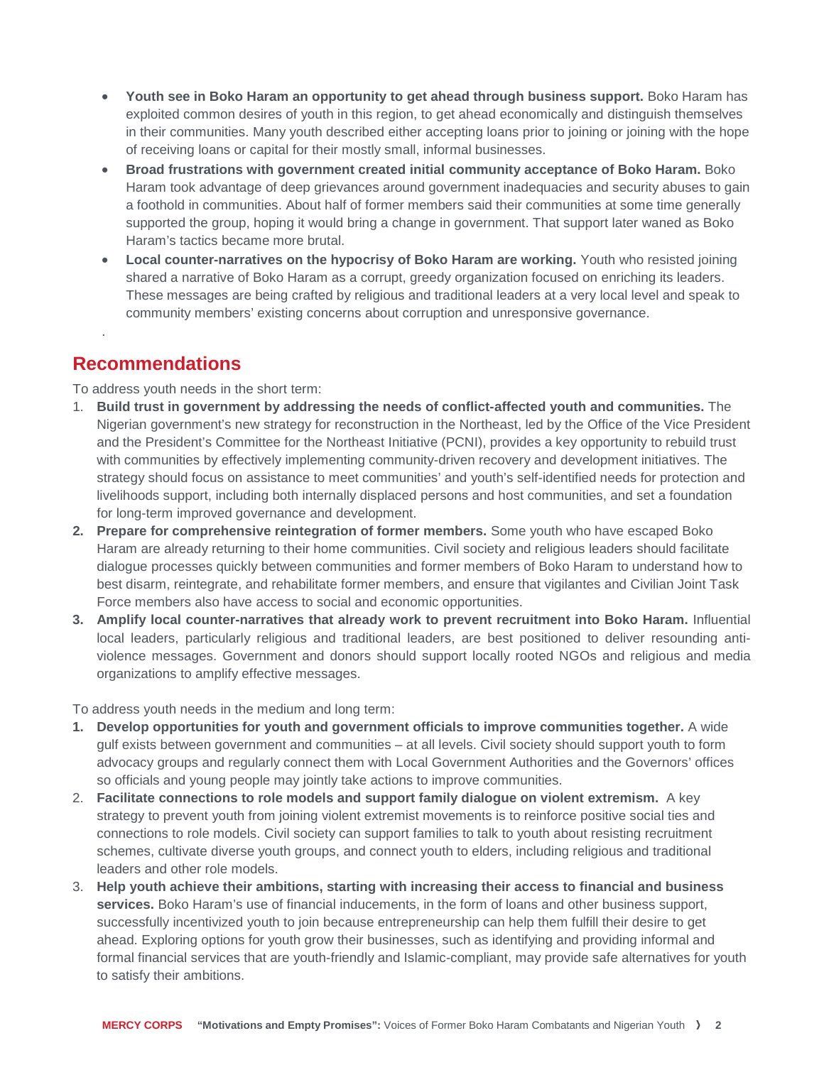- **Youth see in Boko Haram an opportunity to get ahead through business support.** Boko Haram has exploited common desires of youth in this region, to get ahead economically and distinguish themselves in their communities. Many youth described either accepting loans prior to joining or joining with the hope of receiving loans or capital for their mostly small, informal businesses.
- **Broad frustrations with government created initial community acceptance of Boko Haram.** Boko Haram took advantage of deep grievances around government inadequacies and security abuses to gain a foothold in communities. About half of former members said their communities at some time generally supported the group, hoping it would bring a change in government. That support later waned as Boko Haram's tactics became more brutal.
- **Local counter-narratives on the hypocrisy of Boko Haram are working.** Youth who resisted joining shared a narrative of Boko Haram as a corrupt, greedy organization focused on enriching its leaders. These messages are being crafted by religious and traditional leaders at a very local level and speak to community members' existing concerns about corruption and unresponsive governance.

## Recommendations

To address youth needs in the short term:

1. **Build trust in government by addressing the needs of conflict-affected youth and communities.** The Nigerian government's new strategy for reconstruction in the Northeast, led by the Office of the Vice President and the President's Committee for the Northeast Initiative (PCNI), provides a key opportunity to rebuild trust with communities by effectively implementing community-driven recovery and development initiatives. The strategy should focus on assistance to meet communities' and youth's self-identified needs for protection and livelihoods support, including both internally displaced persons and host communities, and set a foundation for long-term improved governance and development.
2. **Prepare for comprehensive reintegration of former members.** Some youth who have escaped Boko Haram are already returning to their home communities. Civil society and religious leaders should facilitate dialogue processes quickly between communities and former members of Boko Haram to understand how to best disarm, reintegrate, and rehabilitate former members, and ensure that vigilantes and Civilian Joint Task Force members also have access to social and economic opportunities.
3. **Amplify local counter-narratives that already work to prevent recruitment into Boko Haram.** Influential local leaders, particularly religious and traditional leaders, are best positioned to deliver resounding anti-violence messages. Government and donors should support locally rooted NGOs and religious and media organizations to amplify effective messages.

To address youth needs in the medium and long term:

1. **Develop opportunities for youth and government officials to improve communities together.** A wide gulf exists between government and communities – at all levels. Civil society should support youth to form advocacy groups and regularly connect them with Local Government Authorities and the Governors' offices so officials and young people may jointly take actions to improve communities.
2. **Facilitate connections to role models and support family dialogue on violent extremism.** A key strategy to prevent youth from joining violent extremist movements is to reinforce positive social ties and connections to role models. Civil society can support families to talk to youth about resisting recruitment schemes, cultivate diverse youth groups, and connect youth to elders, including religious and traditional leaders and other role models.
3. **Help youth achieve their ambitions, starting with increasing their access to financial and business services.** Boko Haram's use of financial inducements, in the form of loans and other business support, successfully incentivized youth to join because entrepreneurship can help them fulfill their desire to get ahead. Exploring options for youth grow their businesses, such as identifying and providing informal and formal financial services that are youth-friendly and Islamic-compliant, may provide safe alternatives for youth to satisfy their ambitions.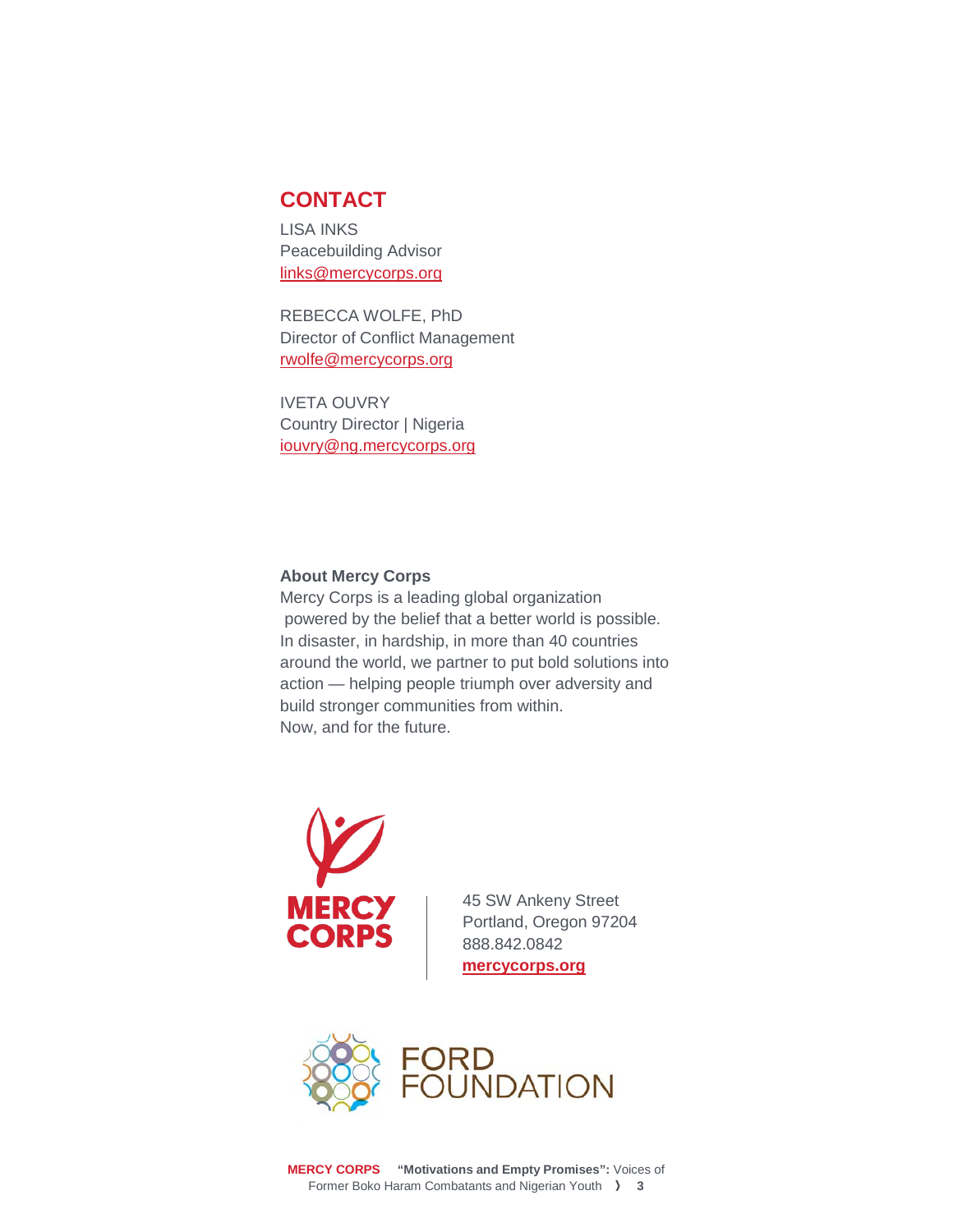## CONTACT

LISA INKS
Peacebuilding Advisor
links@mercycorps.org

REBECCA WOLFE, PhD
Director of Conflict Management
rwolfe@mercycorps.org

IVETA OUVRY
Country Director | Nigeria
iouvry@ng.mercycorps.org

**About Mercy Corps**
Mercy Corps is a leading global organization powered by the belief that a better world is possible. In disaster, in hardship, in more than 40 countries around the world, we partner to put bold solutions into action — helping people triumph over adversity and build stronger communities from within. Now, and for the future.

MERCY CORPS

45 SW Ankeny Street
Portland, Oregon 97204
888.842.0842
**mercycorps.org**

FORD FOUNDATION